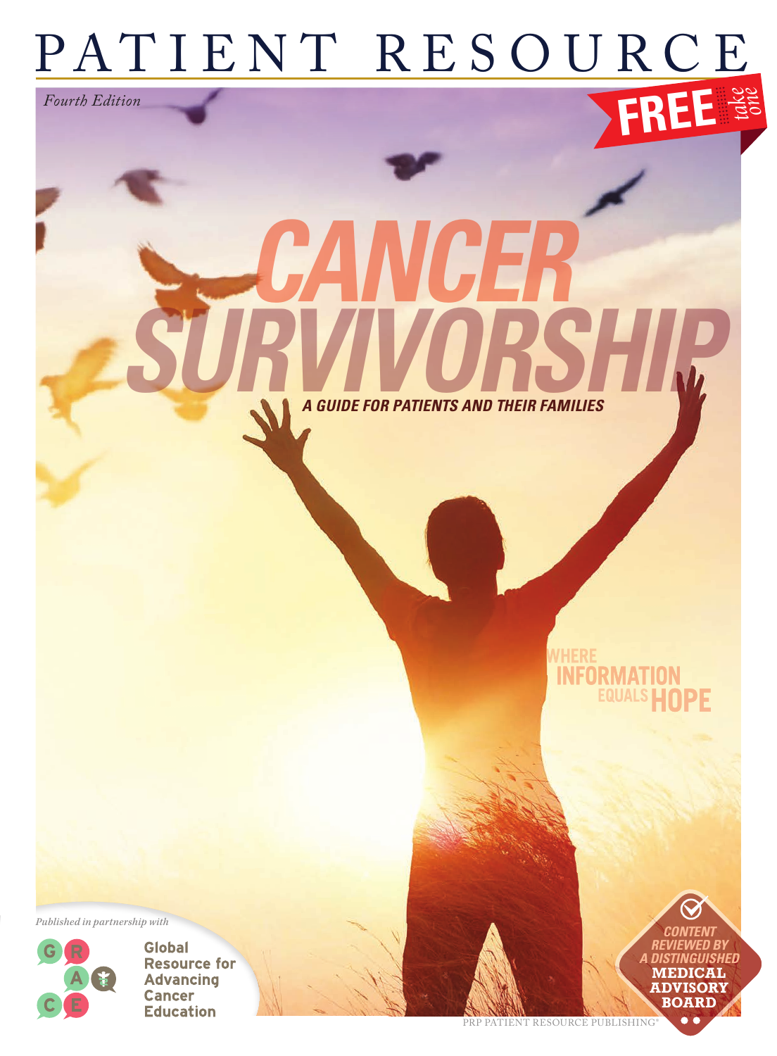# PATIENT RESOURCE

*Fourth Edition*

**FREE** *take one*

# CANCER SURVIVORSHIP

**A GUIDE FOR PATIENTS AND THEIR FAMILIES**

WHERE **INFORMATION** EQUALS **HOPE**

*Published in partnership with*

**Global Resource for Advancing Cancer Education**

CONTENT REVIEWED BY A DISTINGUISHED **MEDICAL ADVISORY BOARD**

PRP PATIENT RESOURCE PUBLISHING®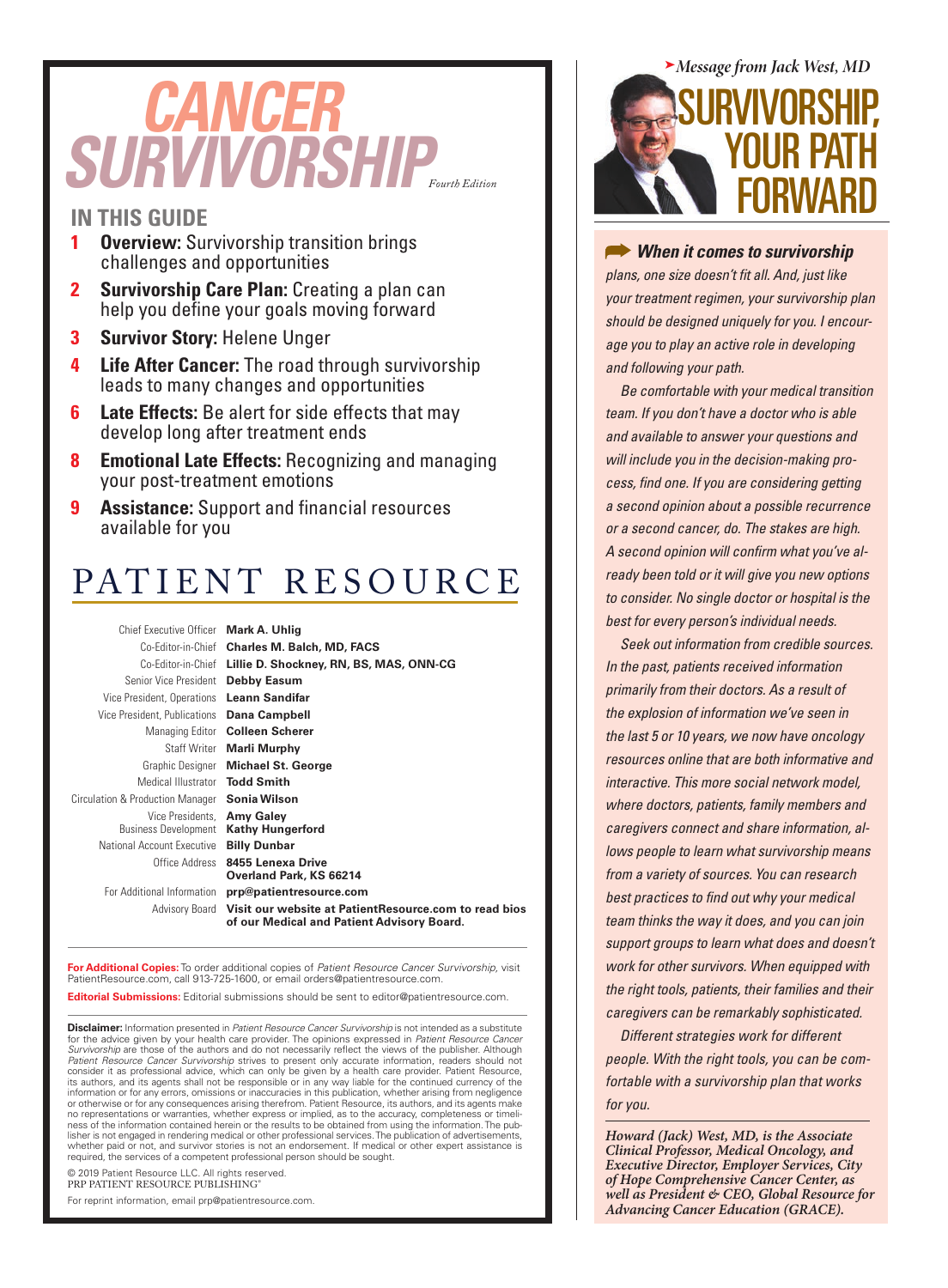# CANCER SURVIVORSHIP

*Fourth Edition*

## IN THIS GUIDE

- **1** **Overview:** Survivorship transition brings challenges and opportunities
- **2** **Survivorship Care Plan:** Creating a plan can help you define your goals moving forward
- **3** **Survivor Story:** Helene Unger
- **4** **Life After Cancer:** The road through survivorship leads to many changes and opportunities
- **6** **Late Effects:** Be alert for side effects that may develop long after treatment ends
- **8** **Emotional Late Effects:** Recognizing and managing your post-treatment emotions
- **9** **Assistance:** Support and financial resources available for you

## PATIENT RESOURCE

| | |
|---|---|
| Chief Executive Officer | **Mark A. Uhlig** |
| Co-Editor-in-Chief | **Charles M. Balch, MD, FACS** |
| Co-Editor-in-Chief | **Lillie D. Shockney, RN, BS, MAS, ONN-CG** |
| Senior Vice President | **Debby Easum** |
| Vice President, Operations | **Leann Sandifar** |
| Vice President, Publications | **Dana Campbell** |
| Managing Editor | **Colleen Scherer** |
| Staff Writer | **Marli Murphy** |
| Graphic Designer | **Michael St. George** |
| Medical Illustrator | **Todd Smith** |
| Circulation & Production Manager | **Sonia Wilson** |
| Vice Presidents, Business Development | **Amy Galey** **Kathy Hungerford** |
| National Account Executive | **Billy Dunbar** |
| Office Address | **8455 Lenexa Drive Overland Park, KS 66214** |
| For Additional Information | **prp@patientresource.com** |
| Advisory Board | **Visit our website at PatientResource.com to read bios of our Medical and Patient Advisory Board.** |

**For Additional Copies:** To order additional copies of *Patient Resource Cancer Survivorship,* visit PatientResource.com, call 913-725-1600, or email orders@patientresource.com.

**Editorial Submissions:** Editorial submissions should be sent to editor@patientresource.com.

**Disclaimer:** Information presented in *Patient Resource Cancer Survivorship* is not intended as a substitute for the advice given by your health care provider. The opinions expressed in *Patient Resource Cancer Survivorship* are those of the authors and do not necessarily reflect the views of the publisher. Although *Patient Resource Cancer Survivorship* strives to present only accurate information, readers should not consider it as professional advice, which can only be given by a health care provider. Patient Resource, its authors, and its agents shall not be responsible or in any way liable for the continued currency of the information or for any errors, omissions or inaccuracies in this publication, whether arising from negligence or otherwise or for any consequences arising therefrom. Patient Resource, its authors, and its agents make no representations or warranties, whether express or implied, as to the accuracy, completeness or timeliness of the information contained herein or the results to be obtained from using the information. The publisher is not engaged in rendering medical or other professional services. The publication of advertisements, whether paid or not, and survivor stories is not an endorsement. If medical or other expert assistance is required, the services of a competent professional person should be sought.

© 2019 Patient Resource LLC. All rights reserved.
PRP PATIENT RESOURCE PUBLISHING®

For reprint information, email prp@patientresource.com.

*Message from Jack West, MD*

# SURVIVORSHIP, YOUR PATH FORWARD

***When it comes to survivorship*** *plans, one size doesn't fit all. And, just like your treatment regimen, your survivorship plan should be designed uniquely for you. I encourage you to play an active role in developing and following your path.*

*Be comfortable with your medical transition team. If you don't have a doctor who is able and available to answer your questions and will include you in the decision-making process, find one. If you are considering getting a second opinion about a possible recurrence or a second cancer, do. The stakes are high. A second opinion will confirm what you've already been told or it will give you new options to consider. No single doctor or hospital is the best for every person's individual needs.*

*Seek out information from credible sources. In the past, patients received information primarily from their doctors. As a result of the explosion of information we've seen in the last 5 or 10 years, we now have oncology resources online that are both informative and interactive. This more social network model, where doctors, patients, family members and caregivers connect and share information, allows people to learn what survivorship means from a variety of sources. You can research best practices to find out why your medical team thinks the way it does, and you can join support groups to learn what does and doesn't work for other survivors. When equipped with the right tools, patients, their families and their caregivers can be remarkably sophisticated.*

*Different strategies work for different people. With the right tools, you can be comfortable with a survivorship plan that works for you.*

***Howard (Jack) West, MD, is the Associate Clinical Professor, Medical Oncology, and Executive Director, Employer Services, City of Hope Comprehensive Cancer Center, as well as President & CEO, Global Resource for Advancing Cancer Education (GRACE).***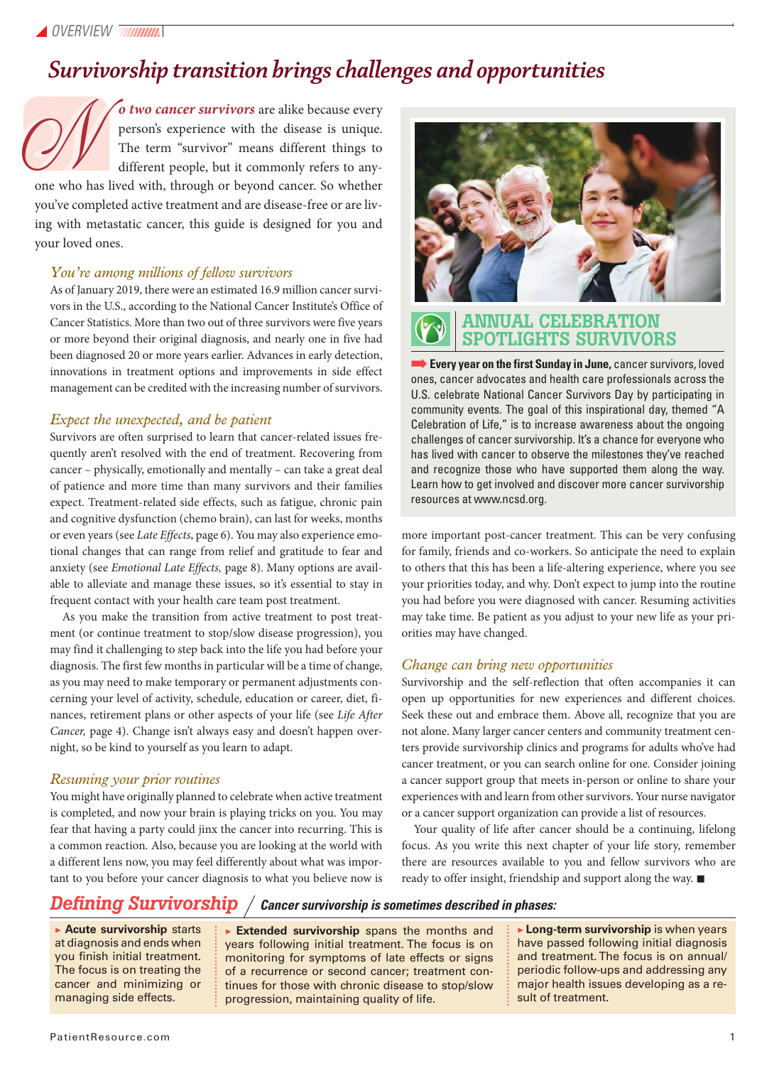# Survivorship transition brings challenges and opportunities

***No two cancer survivors*** are alike because every person's experience with the disease is unique. The term "survivor" means different things to different people, but it commonly refers to anyone who has lived with, through or beyond cancer. So whether you've completed active treatment and are disease-free or are living with metastatic cancer, this guide is designed for you and your loved ones.

### *You're among millions of fellow survivors*

As of January 2019, there were an estimated 16.9 million cancer survivors in the U.S., according to the National Cancer Institute's Office of Cancer Statistics. More than two out of three survivors were five years or more beyond their original diagnosis, and nearly one in five had been diagnosed 20 or more years earlier. Advances in early detection, innovations in treatment options and improvements in side effect management can be credited with the increasing number of survivors.

### *Expect the unexpected, and be patient*

Survivors are often surprised to learn that cancer-related issues frequently aren't resolved with the end of treatment. Recovering from cancer – physically, emotionally and mentally – can take a great deal of patience and more time than many survivors and their families expect. Treatment-related side effects, such as fatigue, chronic pain and cognitive dysfunction (chemo brain), can last for weeks, months or even years (see *Late Effects*, page 6). You may also experience emotional changes that can range from relief and gratitude to fear and anxiety (see *Emotional Late Effects,* page 8). Many options are available to alleviate and manage these issues, so it's essential to stay in frequent contact with your health care team post treatment.

As you make the transition from active treatment to post treatment (or continue treatment to stop/slow disease progression), you may find it challenging to step back into the life you had before your diagnosis. The first few months in particular will be a time of change, as you may need to make temporary or permanent adjustments concerning your level of activity, schedule, education or career, diet, finances, retirement plans or other aspects of your life (see *Life After Cancer,* page 4). Change isn't always easy and doesn't happen overnight, so be kind to yourself as you learn to adapt.

### *Resuming your prior routines*

You might have originally planned to celebrate when active treatment is completed, and now your brain is playing tricks on you. You may fear that having a party could jinx the cancer into recurring. This is a common reaction. Also, because you are looking at the world with a different lens now, you may feel differently about what was important to you before your cancer diagnosis to what you believe now is more important post-cancer treatment. This can be very confusing for family, friends and co-workers. So anticipate the need to explain to others that this has been a life-altering experience, where you see your priorities today, and why. Don't expect to jump into the routine you had before you were diagnosed with cancer. Resuming activities may take time. Be patient as you adjust to your new life as your priorities may have changed.

### *Change can bring new opportunities*

Survivorship and the self-reflection that often accompanies it can open up opportunities for new experiences and different choices. Seek these out and embrace them. Above all, recognize that you are not alone. Many larger cancer centers and community treatment centers provide survivorship clinics and programs for adults who've had cancer treatment, or you can search online for one. Consider joining a cancer support group that meets in-person or online to share your experiences with and learn from other survivors. Your nurse navigator or a cancer support organization can provide a list of resources.

Your quality of life after cancer should be a continuing, lifelong focus. As you write this next chapter of your life story, remember there are resources available to you and fellow survivors who are ready to offer insight, friendship and support along the way. ■

---

## ANNUAL CELEBRATION SPOTLIGHTS SURVIVORS

**Every year on the first Sunday in June,** cancer survivors, loved ones, cancer advocates and health care professionals across the U.S. celebrate National Cancer Survivors Day by participating in community events. The goal of this inspirational day, themed "A Celebration of Life," is to increase awareness about the ongoing challenges of cancer survivorship. It's a chance for everyone who has lived with cancer to observe the milestones they've reached and recognize those who have supported them along the way. Learn how to get involved and discover more cancer survivorship resources at www.ncsd.org.

---

## Defining Survivorship / *Cancer survivorship is sometimes described in phases:*

- **Acute survivorship** starts at diagnosis and ends when you finish initial treatment. The focus is on treating the cancer and minimizing or managing side effects.
- **Extended survivorship** spans the months and years following initial treatment. The focus is on monitoring for symptoms of late effects or signs of a recurrence or second cancer; treatment continues for those with chronic disease to stop/slow progression, maintaining quality of life.
- **Long-term survivorship** is when years have passed following initial diagnosis and treatment. The focus is on annual/periodic follow-ups and addressing any major health issues developing as a result of treatment.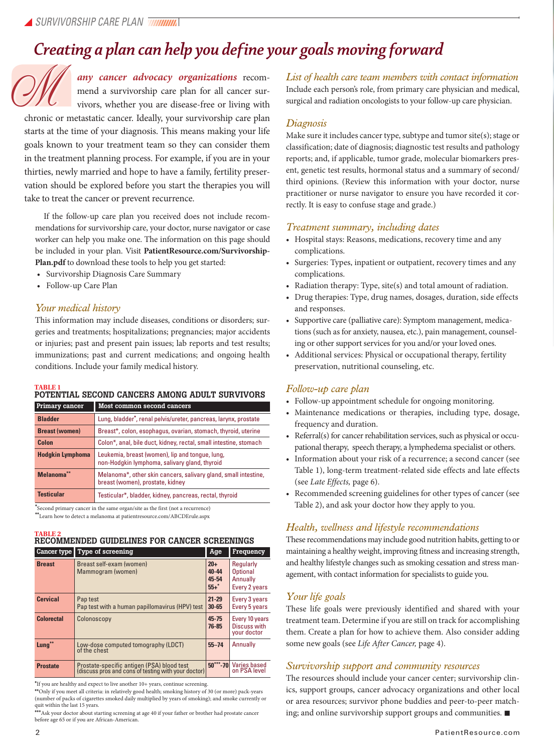# Creating a plan can help you define your goals moving forward

***Many cancer advocacy organizations*** recommend a survivorship care plan for all cancer survivors, whether you are disease-free or living with chronic or metastatic cancer. Ideally, your survivorship care plan starts at the time of your diagnosis. This means making your life goals known to your treatment team so they can consider them in the treatment planning process. For example, if you are in your thirties, newly married and hope to have a family, fertility preservation should be explored before you start the therapies you will take to treat the cancer or prevent recurrence.

If the follow-up care plan you received does not include recommendations for survivorship care, your doctor, nurse navigator or case worker can help you make one. The information on this page should be included in your plan. Visit **PatientResource.com/Survivorship-Plan.pdf** to download these tools to help you get started:

- Survivorship Diagnosis Care Summary
- Follow-up Care Plan

## *Your medical history*

This information may include diseases, conditions or disorders; surgeries and treatments; hospitalizations; pregnancies; major accidents or injuries; past and present pain issues; lab reports and test results; immunizations; past and current medications; and ongoing health conditions. Include your family medical history.

**TABLE 1**
**POTENTIAL SECOND CANCERS AMONG ADULT SURVIVORS**

| Primary cancer | Most common second cancers |
|---|---|
| **Bladder** | Lung, bladder*, renal pelvis/ureter, pancreas, larynx, prostate |
| **Breast (women)** | Breast*, colon, esophagus, ovarian, stomach, thyroid, uterine |
| **Colon** | Colon*, anal, bile duct, kidney, rectal, small intestine, stomach |
| **Hodgkin Lymphoma** | Leukemia, breast (women), lip and tongue, lung, non-Hodgkin lymphoma, salivary gland, thyroid |
| **Melanoma**** | Melanoma*, other skin cancers, salivary gland, small intestine, breast (women), prostate, kidney |
| **Testicular** | Testicular*, bladder, kidney, pancreas, rectal, thyroid |

*Second primary cancer in the same organ/site as the first (not a recurrence)
**Learn how to detect a melanoma at patientresource.com/ABCDErule.aspx

**TABLE 2**
**RECOMMENDED GUIDELINES FOR CANCER SCREENINGS**

| Cancer type | Type of screening | Age | Frequency |
|---|---|---|---|
| **Breast** | Breast self-exam (women)<br>Mammogram (women) | 20+<br>40-44<br>45-54<br>55+* | Regularly<br>Optional<br>Annually<br>Every 2 years |
| **Cervical** | Pap test<br>Pap test with a human papillomavirus (HPV) test | 21-29<br>30-65 | Every 3 years<br>Every 5 years |
| **Colorectal** | Colonoscopy | 45-75<br>76-85 | Every 10 years<br>Discuss with your doctor |
| **Lung**** | Low-dose computed tomography (LDCT) of the chest | 55–74 | Annually |
| **Prostate** | Prostate-specific antigen (PSA) blood test (discuss pros and cons of testing with your doctor) | 50***-70 | Varies based on PSA level |

*If you are healthy and expect to live another 10+ years, continue screening.
**Only if you meet all criteria: in relatively good health; smoking history of 30 (or more) pack-years (number of packs of cigarettes smoked daily multiplied by years of smoking); and smoke currently or quit within the last 15 years.
***Ask your doctor about starting screening at age 40 if your father or brother had prostate cancer before age 65 or if you are African-American.

## *List of health care team members with contact information*

Include each person's role, from primary care physician and medical, surgical and radiation oncologists to your follow-up care physician.

## *Diagnosis*

Make sure it includes cancer type, subtype and tumor site(s); stage or classification; date of diagnosis; diagnostic test results and pathology reports; and, if applicable, tumor grade, molecular biomarkers present, genetic test results, hormonal status and a summary of second/third opinions. (Review this information with your doctor, nurse practitioner or nurse navigator to ensure you have recorded it correctly. It is easy to confuse stage and grade.)

## *Treatment summary, including dates*

- Hospital stays: Reasons, medications, recovery time and any complications.
- Surgeries: Types, inpatient or outpatient, recovery times and any complications.
- Radiation therapy: Type, site(s) and total amount of radiation.
- Drug therapies: Type, drug names, dosages, duration, side effects and responses.
- Supportive care (palliative care): Symptom management, medications (such as for anxiety, nausea, etc.), pain management, counseling or other support services for you and/or your loved ones.
- Additional services: Physical or occupational therapy, fertility preservation, nutritional counseling, etc.

## *Follow-up care plan*

- Follow-up appointment schedule for ongoing monitoring.
- Maintenance medications or therapies, including type, dosage, frequency and duration.
- Referral(s) for cancer rehabilitation services, such as physical or occupational therapy, speech therapy, a lymphedema specialist or others.
- Information about your risk of a recurrence; a second cancer (see Table 1), long-term treatment-related side effects and late effects (see *Late Effects,* page 6).
- Recommended screening guidelines for other types of cancer (see Table 2), and ask your doctor how they apply to you.

## *Health, wellness and lifestyle recommendations*

These recommendations may include good nutrition habits, getting to or maintaining a healthy weight, improving fitness and increasing strength, and healthy lifestyle changes such as smoking cessation and stress management, with contact information for specialists to guide you.

## *Your life goals*

These life goals were previously identified and shared with your treatment team. Determine if you are still on track for accomplishing them. Create a plan for how to achieve them. Also consider adding some new goals (see *Life After Cancer,* page 4).

## *Survivorship support and community resources*

The resources should include your cancer center; survivorship clinics, support groups, cancer advocacy organizations and other local or area resources; survivor phone buddies and peer-to-peer matching; and online survivorship support groups and communities. ■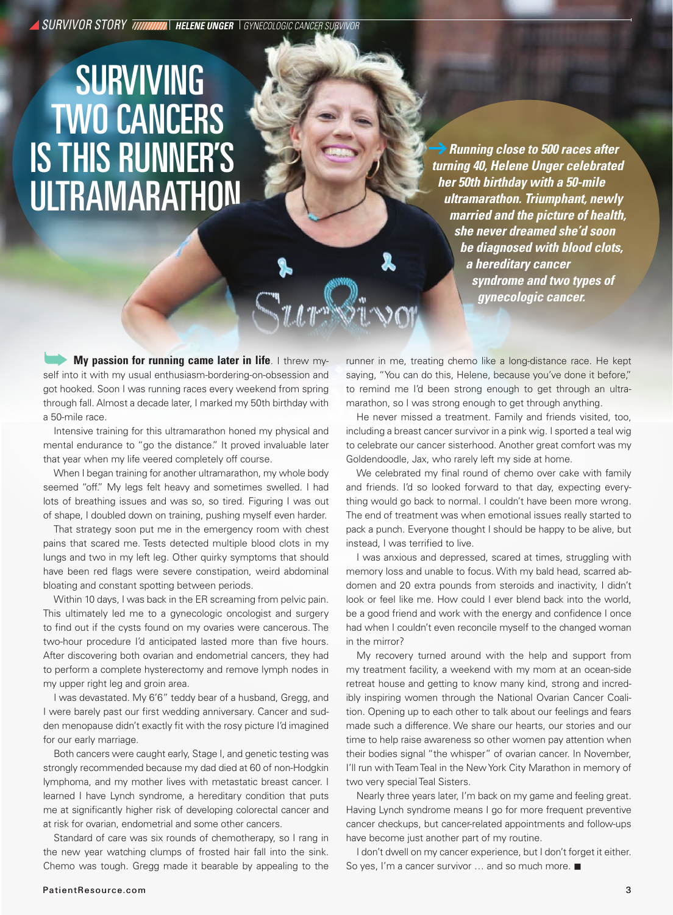SURVIVOR STORY | HELENE UNGER | GYNECOLOGIC CANCER SURVIVOR

# SURVIVING TWO CANCERS IS THIS RUNNER'S ULTRAMARATHON

***Running close to 500 races after turning 40, Helene Unger celebrated her 50th birthday with a 50-mile ultramarathon. Triumphant, newly married and the picture of health, she never dreamed she'd soon be diagnosed with blood clots, a hereditary cancer syndrome and two types of gynecologic cancer.***

**My passion for running came later in life**. I threw myself into it with my usual enthusiasm-bordering-on-obsession and got hooked. Soon I was running races every weekend from spring through fall. Almost a decade later, I marked my 50th birthday with a 50-mile race.

Intensive training for this ultramarathon honed my physical and mental endurance to "go the distance." It proved invaluable later that year when my life veered completely off course.

When I began training for another ultramarathon, my whole body seemed "off." My legs felt heavy and sometimes swelled. I had lots of breathing issues and was so, so tired. Figuring I was out of shape, I doubled down on training, pushing myself even harder.

That strategy soon put me in the emergency room with chest pains that scared me. Tests detected multiple blood clots in my lungs and two in my left leg. Other quirky symptoms that should have been red flags were severe constipation, weird abdominal bloating and constant spotting between periods.

Within 10 days, I was back in the ER screaming from pelvic pain. This ultimately led me to a gynecologic oncologist and surgery to find out if the cysts found on my ovaries were cancerous. The two-hour procedure I'd anticipated lasted more than five hours. After discovering both ovarian and endometrial cancers, they had to perform a complete hysterectomy and remove lymph nodes in my upper right leg and groin area.

I was devastated. My 6'6" teddy bear of a husband, Gregg, and I were barely past our first wedding anniversary. Cancer and sudden menopause didn't exactly fit with the rosy picture I'd imagined for our early marriage.

Both cancers were caught early, Stage I, and genetic testing was strongly recommended because my dad died at 60 of non-Hodgkin lymphoma, and my mother lives with metastatic breast cancer. I learned I have Lynch syndrome, a hereditary condition that puts me at significantly higher risk of developing colorectal cancer and at risk for ovarian, endometrial and some other cancers.

Standard of care was six rounds of chemotherapy, so I rang in the new year watching clumps of frosted hair fall into the sink. Chemo was tough. Gregg made it bearable by appealing to the runner in me, treating chemo like a long-distance race. He kept saying, "You can do this, Helene, because you've done it before," to remind me I'd been strong enough to get through an ultramarathon, so I was strong enough to get through anything.

He never missed a treatment. Family and friends visited, too, including a breast cancer survivor in a pink wig. I sported a teal wig to celebrate our cancer sisterhood. Another great comfort was my Goldendoodle, Jax, who rarely left my side at home.

We celebrated my final round of chemo over cake with family and friends. I'd so looked forward to that day, expecting everything would go back to normal. I couldn't have been more wrong. The end of treatment was when emotional issues really started to pack a punch. Everyone thought I should be happy to be alive, but instead, I was terrified to live.

I was anxious and depressed, scared at times, struggling with memory loss and unable to focus. With my bald head, scarred abdomen and 20 extra pounds from steroids and inactivity, I didn't look or feel like me. How could I ever blend back into the world, be a good friend and work with the energy and confidence I once had when I couldn't even reconcile myself to the changed woman in the mirror?

My recovery turned around with the help and support from my treatment facility, a weekend with my mom at an ocean-side retreat house and getting to know many kind, strong and incredibly inspiring women through the National Ovarian Cancer Coalition. Opening up to each other to talk about our feelings and fears made such a difference. We share our hearts, our stories and our time to help raise awareness so other women pay attention when their bodies signal "the whisper" of ovarian cancer. In November, I'll run with Team Teal in the New York City Marathon in memory of two very special Teal Sisters.

Nearly three years later, I'm back on my game and feeling great. Having Lynch syndrome means I go for more frequent preventive cancer checkups, but cancer-related appointments and follow-ups have become just another part of my routine.

I don't dwell on my cancer experience, but I don't forget it either. So yes, I'm a cancer survivor … and so much more. ■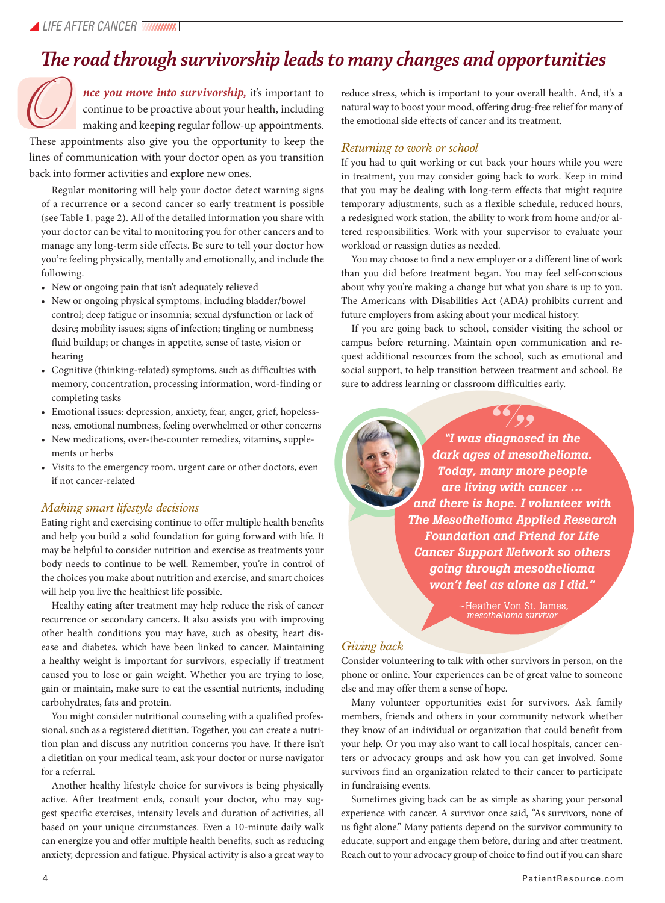# The road through survivorship leads to many changes and opportunities

***Once you move into survivorship,*** it's important to continue to be proactive about your health, including making and keeping regular follow-up appointments. These appointments also give you the opportunity to keep the lines of communication with your doctor open as you transition back into former activities and explore new ones.

Regular monitoring will help your doctor detect warning signs of a recurrence or a second cancer so early treatment is possible (see Table 1, page 2). All of the detailed information you share with your doctor can be vital to monitoring you for other cancers and to manage any long-term side effects. Be sure to tell your doctor how you're feeling physically, mentally and emotionally, and include the following.

- New or ongoing pain that isn't adequately relieved
- New or ongoing physical symptoms, including bladder/bowel control; deep fatigue or insomnia; sexual dysfunction or lack of desire; mobility issues; signs of infection; tingling or numbness; fluid buildup; or changes in appetite, sense of taste, vision or hearing
- Cognitive (thinking-related) symptoms, such as difficulties with memory, concentration, processing information, word-finding or completing tasks
- Emotional issues: depression, anxiety, fear, anger, grief, hopelessness, emotional numbness, feeling overwhelmed or other concerns
- New medications, over-the-counter remedies, vitamins, supplements or herbs
- Visits to the emergency room, urgent care or other doctors, even if not cancer-related

## *Making smart lifestyle decisions*

Eating right and exercising continue to offer multiple health benefits and help you build a solid foundation for going forward with life. It may be helpful to consider nutrition and exercise as treatments your body needs to continue to be well. Remember, you're in control of the choices you make about nutrition and exercise, and smart choices will help you live the healthiest life possible.

Healthy eating after treatment may help reduce the risk of cancer recurrence or secondary cancers. It also assists you with improving other health conditions you may have, such as obesity, heart disease and diabetes, which have been linked to cancer. Maintaining a healthy weight is important for survivors, especially if treatment caused you to lose or gain weight. Whether you are trying to lose, gain or maintain, make sure to eat the essential nutrients, including carbohydrates, fats and protein.

You might consider nutritional counseling with a qualified professional, such as a registered dietitian. Together, you can create a nutrition plan and discuss any nutrition concerns you have. If there isn't a dietitian on your medical team, ask your doctor or nurse navigator for a referral.

Another healthy lifestyle choice for survivors is being physically active. After treatment ends, consult your doctor, who may suggest specific exercises, intensity levels and duration of activities, all based on your unique circumstances. Even a 10-minute daily walk can energize you and offer multiple health benefits, such as reducing anxiety, depression and fatigue. Physical activity is also a great way to reduce stress, which is important to your overall health. And, it's a natural way to boost your mood, offering drug-free relief for many of the emotional side effects of cancer and its treatment.

## *Returning to work or school*

If you had to quit working or cut back your hours while you were in treatment, you may consider going back to work. Keep in mind that you may be dealing with long-term effects that might require temporary adjustments, such as a flexible schedule, reduced hours, a redesigned work station, the ability to work from home and/or altered responsibilities. Work with your supervisor to evaluate your workload or reassign duties as needed.

You may choose to find a new employer or a different line of work than you did before treatment began. You may feel self-conscious about why you're making a change but what you share is up to you. The Americans with Disabilities Act (ADA) prohibits current and future employers from asking about your medical history.

If you are going back to school, consider visiting the school or campus before returning. Maintain open communication and request additional resources from the school, such as emotional and social support, to help transition between treatment and school. Be sure to address learning or classroom difficulties early.

> ***"I was diagnosed in the dark ages of mesothelioma. Today, many more people are living with cancer … and there is hope. I volunteer with The Mesothelioma Applied Research Foundation and Friend for Life Cancer Support Network so others going through mesothelioma won't feel as alone as I did."***
>
> ~Heather Von St. James, *mesothelioma survivor*

## *Giving back*

Consider volunteering to talk with other survivors in person, on the phone or online. Your experiences can be of great value to someone else and may offer them a sense of hope.

Many volunteer opportunities exist for survivors. Ask family members, friends and others in your community network whether they know of an individual or organization that could benefit from your help. Or you may also want to call local hospitals, cancer centers or advocacy groups and ask how you can get involved. Some survivors find an organization related to their cancer to participate in fundraising events.

Sometimes giving back can be as simple as sharing your personal experience with cancer. A survivor once said, "As survivors, none of us fight alone." Many patients depend on the survivor community to educate, support and engage them before, during and after treatment. Reach out to your advocacy group of choice to find out if you can share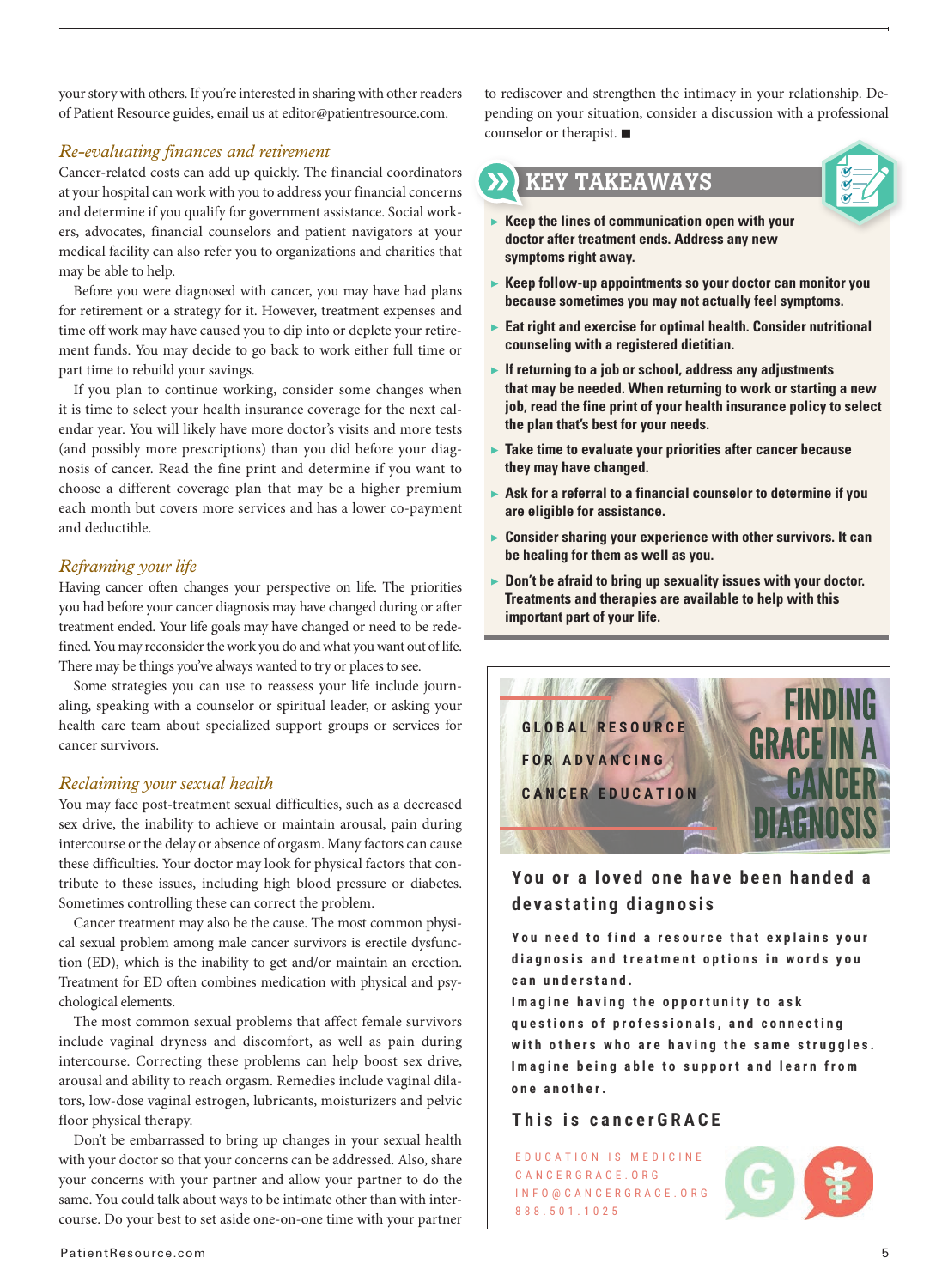your story with others. If you're interested in sharing with other readers of Patient Resource guides, email us at editor@patientresource.com.

### *Re-evaluating finances and retirement*

Cancer-related costs can add up quickly. The financial coordinators at your hospital can work with you to address your financial concerns and determine if you qualify for government assistance. Social workers, advocates, financial counselors and patient navigators at your medical facility can also refer you to organizations and charities that may be able to help.

Before you were diagnosed with cancer, you may have had plans for retirement or a strategy for it. However, treatment expenses and time off work may have caused you to dip into or deplete your retirement funds. You may decide to go back to work either full time or part time to rebuild your savings.

If you plan to continue working, consider some changes when it is time to select your health insurance coverage for the next calendar year. You will likely have more doctor's visits and more tests (and possibly more prescriptions) than you did before your diagnosis of cancer. Read the fine print and determine if you want to choose a different coverage plan that may be a higher premium each month but covers more services and has a lower co-payment and deductible.

### *Reframing your life*

Having cancer often changes your perspective on life. The priorities you had before your cancer diagnosis may have changed during or after treatment ended. Your life goals may have changed or need to be redefined. You may reconsider the work you do and what you want out of life. There may be things you've always wanted to try or places to see.

Some strategies you can use to reassess your life include journaling, speaking with a counselor or spiritual leader, or asking your health care team about specialized support groups or services for cancer survivors.

### *Reclaiming your sexual health*

You may face post-treatment sexual difficulties, such as a decreased sex drive, the inability to achieve or maintain arousal, pain during intercourse or the delay or absence of orgasm. Many factors can cause these difficulties. Your doctor may look for physical factors that contribute to these issues, including high blood pressure or diabetes. Sometimes controlling these can correct the problem.

Cancer treatment may also be the cause. The most common physical sexual problem among male cancer survivors is erectile dysfunction (ED), which is the inability to get and/or maintain an erection. Treatment for ED often combines medication with physical and psychological elements.

The most common sexual problems that affect female survivors include vaginal dryness and discomfort, as well as pain during intercourse. Correcting these problems can help boost sex drive, arousal and ability to reach orgasm. Remedies include vaginal dilators, low-dose vaginal estrogen, lubricants, moisturizers and pelvic floor physical therapy.

Don't be embarrassed to bring up changes in your sexual health with your doctor so that your concerns can be addressed. Also, share your concerns with your partner and allow your partner to do the same. You could talk about ways to be intimate other than with intercourse. Do your best to set aside one-on-one time with your partner to rediscover and strengthen the intimacy in your relationship. Depending on your situation, consider a discussion with a professional counselor or therapist. ■

## KEY TAKEAWAYS

- **Keep the lines of communication open with your doctor after treatment ends. Address any new symptoms right away.**
- **Keep follow-up appointments so your doctor can monitor you because sometimes you may not actually feel symptoms.**
- **Eat right and exercise for optimal health. Consider nutritional counseling with a registered dietitian.**
- **If returning to a job or school, address any adjustments that may be needed. When returning to work or starting a new job, read the fine print of your health insurance policy to select the plan that's best for your needs.**
- **Take time to evaluate your priorities after cancer because they may have changed.**
- **Ask for a referral to a financial counselor to determine if you are eligible for assistance.**
- **Consider sharing your experience with other survivors. It can be healing for them as well as you.**
- **Don't be afraid to bring up sexuality issues with your doctor. Treatments and therapies are available to help with this important part of your life.**

GLOBAL RESOURCE FOR ADVANCING CANCER EDUCATION

FINDING GRACE IN A CANCER DIAGNOSIS

**You or a loved one have been handed a devastating diagnosis**

**You need to find a resource that explains your diagnosis and treatment options in words you can understand.**
**Imagine having the opportunity to ask questions of professionals, and connecting with others who are having the same struggles. Imagine being able to support and learn from one another.**

**This is cancerGRACE**

EDUCATION IS MEDICINE
CANCERGRACE.ORG
INFO@CANCERGRACE.ORG
888.501.1025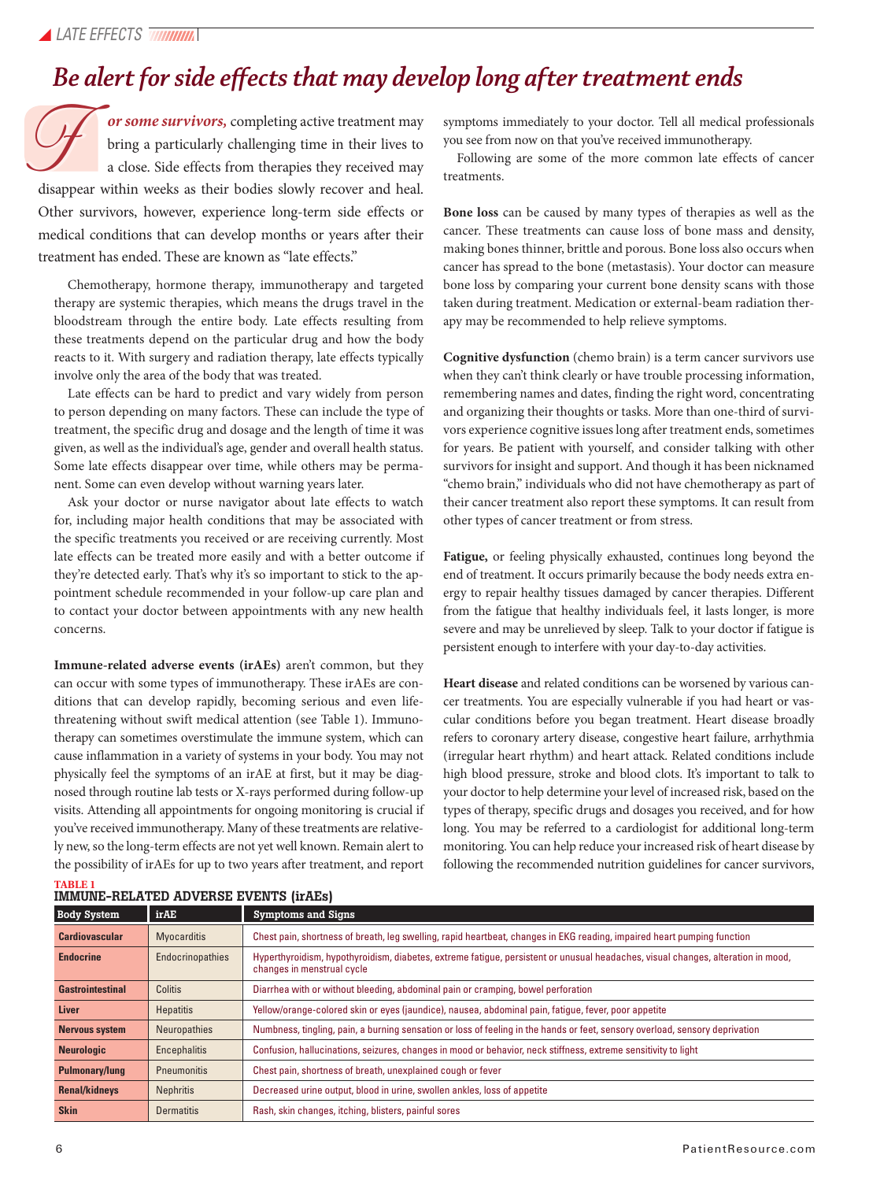# Be alert for side effects that may develop long after treatment ends

***For some survivors,*** completing active treatment may bring a particularly challenging time in their lives to a close. Side effects from therapies they received may disappear within weeks as their bodies slowly recover and heal. Other survivors, however, experience long-term side effects or medical conditions that can develop months or years after their treatment has ended. These are known as "late effects."

Chemotherapy, hormone therapy, immunotherapy and targeted therapy are systemic therapies, which means the drugs travel in the bloodstream through the entire body. Late effects resulting from these treatments depend on the particular drug and how the body reacts to it. With surgery and radiation therapy, late effects typically involve only the area of the body that was treated.

Late effects can be hard to predict and vary widely from person to person depending on many factors. These can include the type of treatment, the specific drug and dosage and the length of time it was given, as well as the individual's age, gender and overall health status. Some late effects disappear over time, while others may be permanent. Some can even develop without warning years later.

Ask your doctor or nurse navigator about late effects to watch for, including major health conditions that may be associated with the specific treatments you received or are receiving currently. Most late effects can be treated more easily and with a better outcome if they're detected early. That's why it's so important to stick to the appointment schedule recommended in your follow-up care plan and to contact your doctor between appointments with any new health concerns.

**Immune-related adverse events (irAEs)** aren't common, but they can occur with some types of immunotherapy. These irAEs are conditions that can develop rapidly, becoming serious and even life-threatening without swift medical attention (see Table 1). Immunotherapy can sometimes overstimulate the immune system, which can cause inflammation in a variety of systems in your body. You may not physically feel the symptoms of an irAE at first, but it may be diagnosed through routine lab tests or X-rays performed during follow-up visits. Attending all appointments for ongoing monitoring is crucial if you've received immunotherapy. Many of these treatments are relatively new, so the long-term effects are not yet well known. Remain alert to the possibility of irAEs for up to two years after treatment, and report symptoms immediately to your doctor. Tell all medical professionals you see from now on that you've received immunotherapy.

Following are some of the more common late effects of cancer treatments.

**Bone loss** can be caused by many types of therapies as well as the cancer. These treatments can cause loss of bone mass and density, making bones thinner, brittle and porous. Bone loss also occurs when cancer has spread to the bone (metastasis). Your doctor can measure bone loss by comparing your current bone density scans with those taken during treatment. Medication or external-beam radiation therapy may be recommended to help relieve symptoms.

**Cognitive dysfunction** (chemo brain) is a term cancer survivors use when they can't think clearly or have trouble processing information, remembering names and dates, finding the right word, concentrating and organizing their thoughts or tasks. More than one-third of survivors experience cognitive issues long after treatment ends, sometimes for years. Be patient with yourself, and consider talking with other survivors for insight and support. And though it has been nicknamed "chemo brain," individuals who did not have chemotherapy as part of their cancer treatment also report these symptoms. It can result from other types of cancer treatment or from stress.

**Fatigue,** or feeling physically exhausted, continues long beyond the end of treatment. It occurs primarily because the body needs extra energy to repair healthy tissues damaged by cancer therapies. Different from the fatigue that healthy individuals feel, it lasts longer, is more severe and may be unrelieved by sleep. Talk to your doctor if fatigue is persistent enough to interfere with your day-to-day activities.

**Heart disease** and related conditions can be worsened by various cancer treatments. You are especially vulnerable if you had heart or vascular conditions before you began treatment. Heart disease broadly refers to coronary artery disease, congestive heart failure, arrhythmia (irregular heart rhythm) and heart attack. Related conditions include high blood pressure, stroke and blood clots. It's important to talk to your doctor to help determine your level of increased risk, based on the types of therapy, specific drugs and dosages you received, and for how long. You may be referred to a cardiologist for additional long-term monitoring. You can help reduce your increased risk of heart disease by following the recommended nutrition guidelines for cancer survivors,

**TABLE 1**
**IMMUNE-RELATED ADVERSE EVENTS (irAEs)**

| Body System | irAE | Symptoms and Signs |
|---|---|---|
| **Cardiovascular** | Myocarditis | Chest pain, shortness of breath, leg swelling, rapid heartbeat, changes in EKG reading, impaired heart pumping function |
| **Endocrine** | Endocrinopathies | Hyperthyroidism, hypothyroidism, diabetes, extreme fatigue, persistent or unusual headaches, visual changes, alteration in mood, changes in menstrual cycle |
| **Gastrointestinal** | Colitis | Diarrhea with or without bleeding, abdominal pain or cramping, bowel perforation |
| **Liver** | Hepatitis | Yellow/orange-colored skin or eyes (jaundice), nausea, abdominal pain, fatigue, fever, poor appetite |
| **Nervous system** | Neuropathies | Numbness, tingling, pain, a burning sensation or loss of feeling in the hands or feet, sensory overload, sensory deprivation |
| **Neurologic** | Encephalitis | Confusion, hallucinations, seizures, changes in mood or behavior, neck stiffness, extreme sensitivity to light |
| **Pulmonary/lung** | Pneumonitis | Chest pain, shortness of breath, unexplained cough or fever |
| **Renal/kidneys** | Nephritis | Decreased urine output, blood in urine, swollen ankles, loss of appetite |
| **Skin** | Dermatitis | Rash, skin changes, itching, blisters, painful sores |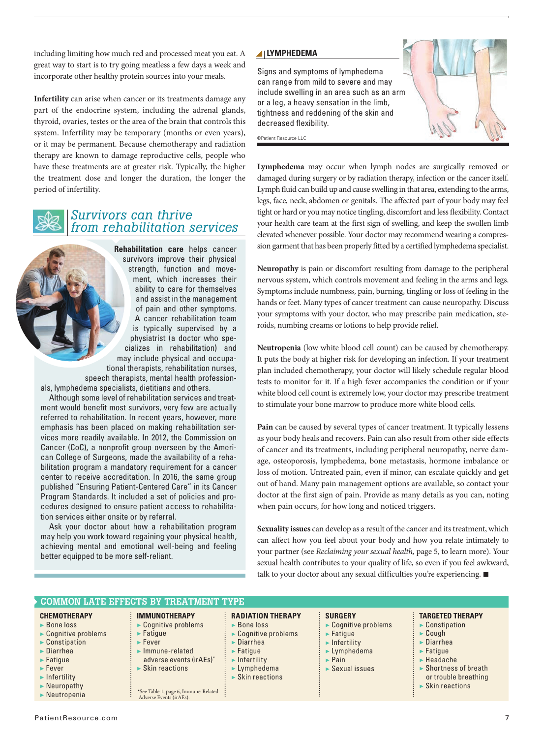including limiting how much red and processed meat you eat. A great way to start is to try going meatless a few days a week and incorporate other healthy protein sources into your meals.

**Infertility** can arise when cancer or its treatments damage any part of the endocrine system, including the adrenal glands, thyroid, ovaries, testes or the area of the brain that controls this system. Infertility may be temporary (months or even years), or it may be permanent. Because chemotherapy and radiation therapy are known to damage reproductive cells, people who have these treatments are at greater risk. Typically, the higher the treatment dose and longer the duration, the longer the period of infertility.

## *Survivors can thrive from rehabilitation services*

**Rehabilitation care** helps cancer survivors improve their physical strength, function and movement, which increases their ability to care for themselves and assist in the management of pain and other symptoms. A cancer rehabilitation team is typically supervised by a physiatrist (a doctor who specializes in rehabilitation) and may include physical and occupational therapists, rehabilitation nurses, speech therapists, mental health professionals, lymphedema specialists, dietitians and others.

Although some level of rehabilitation services and treatment would benefit most survivors, very few are actually referred to rehabilitation. In recent years, however, more emphasis has been placed on making rehabilitation services more readily available. In 2012, the Commission on Cancer (CoC), a nonprofit group overseen by the American College of Surgeons, made the availability of a rehabilitation program a mandatory requirement for a cancer center to receive accreditation. In 2016, the same group published "Ensuring Patient-Centered Care" in its Cancer Program Standards. It included a set of policies and procedures designed to ensure patient access to rehabilitation services either onsite or by referral.

Ask your doctor about how a rehabilitation program may help you work toward regaining your physical health, achieving mental and emotional well-being and feeling better equipped to be more self-reliant.

### LYMPHEDEMA

Signs and symptoms of lymphedema can range from mild to severe and may include swelling in an area such as an arm or a leg, a heavy sensation in the limb, tightness and reddening of the skin and decreased flexibility.

©Patient Resource LLC

**Lymphedema** may occur when lymph nodes are surgically removed or damaged during surgery or by radiation therapy, infection or the cancer itself. Lymph fluid can build up and cause swelling in that area, extending to the arms, legs, face, neck, abdomen or genitals. The affected part of your body may feel tight or hard or you may notice tingling, discomfort and less flexibility. Contact your health care team at the first sign of swelling, and keep the swollen limb elevated whenever possible. Your doctor may recommend wearing a compression garment that has been properly fitted by a certified lymphedema specialist.

**Neuropathy** is pain or discomfort resulting from damage to the peripheral nervous system, which controls movement and feeling in the arms and legs. Symptoms include numbness, pain, burning, tingling or loss of feeling in the hands or feet. Many types of cancer treatment can cause neuropathy. Discuss your symptoms with your doctor, who may prescribe pain medication, steroids, numbing creams or lotions to help provide relief.

**Neutropenia** (low white blood cell count) can be caused by chemotherapy. It puts the body at higher risk for developing an infection. If your treatment plan included chemotherapy, your doctor will likely schedule regular blood tests to monitor for it. If a high fever accompanies the condition or if your white blood cell count is extremely low, your doctor may prescribe treatment to stimulate your bone marrow to produce more white blood cells.

**Pain** can be caused by several types of cancer treatment. It typically lessens as your body heals and recovers. Pain can also result from other side effects of cancer and its treatments, including peripheral neuropathy, nerve damage, osteoporosis, lymphedema, bone metastasis, hormone imbalance or loss of motion. Untreated pain, even if minor, can escalate quickly and get out of hand. Many pain management options are available, so contact your doctor at the first sign of pain. Provide as many details as you can, noting when pain occurs, for how long and noticed triggers.

**Sexuality issues** can develop as a result of the cancer and its treatment, which can affect how you feel about your body and how you relate intimately to your partner (see *Reclaiming your sexual health,* page 5, to learn more). Your sexual health contributes to your quality of life, so even if you feel awkward, talk to your doctor about any sexual difficulties you're experiencing. ■

### COMMON LATE EFFECTS BY TREATMENT TYPE

**CHEMOTHERAPY**
- Bone loss
- Cognitive problems
- Constipation
- Diarrhea
- Fatigue
- Fever
- Infertility
- Neuropathy
- Neutropenia

**IMMUNOTHERAPY**
- Cognitive problems
- Fatigue
- Fever
- Immune-related adverse events (irAEs)*
- Skin reactions

*See Table 1, page 6, Immune-Related Adverse Events (irAEs).

**RADIATION THERAPY**
- Bone loss
- Cognitive problems
- Diarrhea
- Fatigue
- Infertility
- Lymphedema
- Skin reactions

**SURGERY**
- Cognitive problems
- Fatigue
- Infertility
- Lymphedema
- Pain
- Sexual issues

**TARGETED THERAPY**
- Constipation
- Cough
- Diarrhea
- Fatigue
- Headache
- Shortness of breath or trouble breathing
- Skin reactions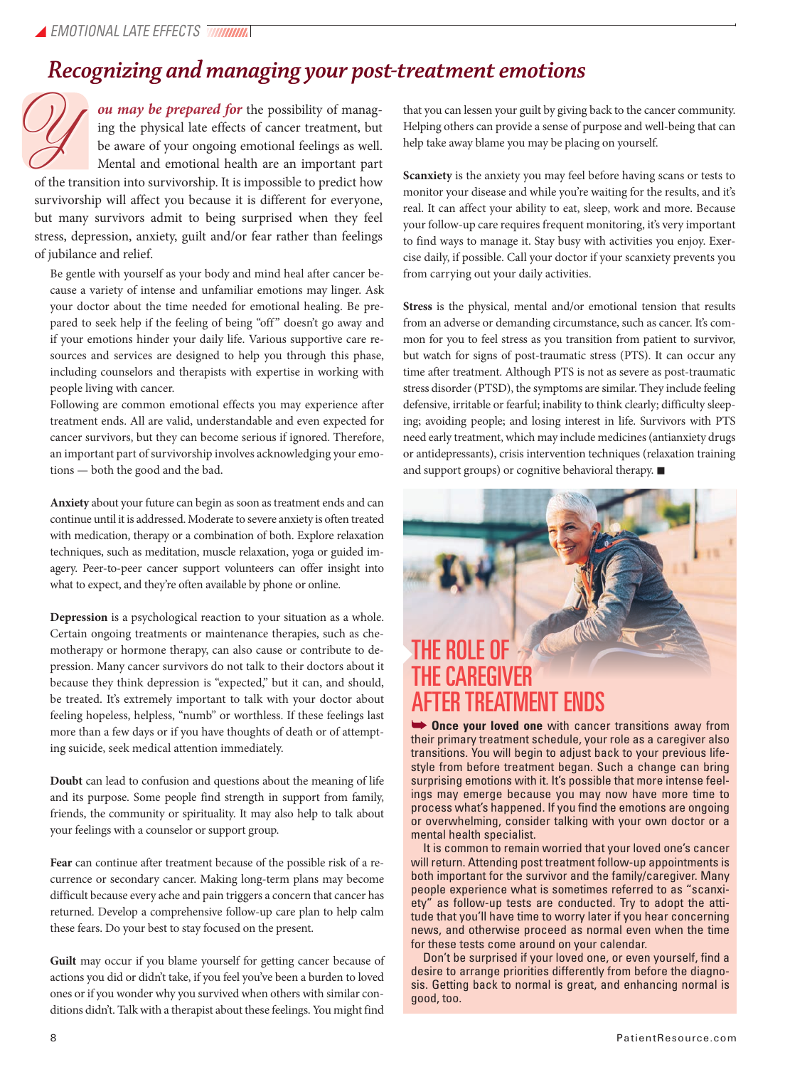# Recognizing and managing your post-treatment emotions

***You may be prepared for*** the possibility of managing the physical late effects of cancer treatment, but be aware of your ongoing emotional feelings as well. Mental and emotional health are an important part of the transition into survivorship. It is impossible to predict how survivorship will affect you because it is different for everyone, but many survivors admit to being surprised when they feel stress, depression, anxiety, guilt and/or fear rather than feelings of jubilance and relief.

Be gentle with yourself as your body and mind heal after cancer because a variety of intense and unfamiliar emotions may linger. Ask your doctor about the time needed for emotional healing. Be prepared to seek help if the feeling of being "off" doesn't go away and if your emotions hinder your daily life. Various supportive care resources and services are designed to help you through this phase, including counselors and therapists with expertise in working with people living with cancer.

Following are common emotional effects you may experience after treatment ends. All are valid, understandable and even expected for cancer survivors, but they can become serious if ignored. Therefore, an important part of survivorship involves acknowledging your emotions — both the good and the bad.

**Anxiety** about your future can begin as soon as treatment ends and can continue until it is addressed. Moderate to severe anxiety is often treated with medication, therapy or a combination of both. Explore relaxation techniques, such as meditation, muscle relaxation, yoga or guided imagery. Peer-to-peer cancer support volunteers can offer insight into what to expect, and they're often available by phone or online.

**Depression** is a psychological reaction to your situation as a whole. Certain ongoing treatments or maintenance therapies, such as chemotherapy or hormone therapy, can also cause or contribute to depression. Many cancer survivors do not talk to their doctors about it because they think depression is "expected," but it can, and should, be treated. It's extremely important to talk with your doctor about feeling hopeless, helpless, "numb" or worthless. If these feelings last more than a few days or if you have thoughts of death or of attempting suicide, seek medical attention immediately.

**Doubt** can lead to confusion and questions about the meaning of life and its purpose. Some people find strength in support from family, friends, the community or spirituality. It may also help to talk about your feelings with a counselor or support group.

**Fear** can continue after treatment because of the possible risk of a recurrence or secondary cancer. Making long-term plans may become difficult because every ache and pain triggers a concern that cancer has returned. Develop a comprehensive follow-up care plan to help calm these fears. Do your best to stay focused on the present.

**Guilt** may occur if you blame yourself for getting cancer because of actions you did or didn't take, if you feel you've been a burden to loved ones or if you wonder why you survived when others with similar conditions didn't. Talk with a therapist about these feelings. You might find that you can lessen your guilt by giving back to the cancer community. Helping others can provide a sense of purpose and well-being that can help take away blame you may be placing on yourself.

**Scanxiety** is the anxiety you may feel before having scans or tests to monitor your disease and while you're waiting for the results, and it's real. It can affect your ability to eat, sleep, work and more. Because your follow-up care requires frequent monitoring, it's very important to find ways to manage it. Stay busy with activities you enjoy. Exercise daily, if possible. Call your doctor if your scanxiety prevents you from carrying out your daily activities.

**Stress** is the physical, mental and/or emotional tension that results from an adverse or demanding circumstance, such as cancer. It's common for you to feel stress as you transition from patient to survivor, but watch for signs of post-traumatic stress (PTS). It can occur any time after treatment. Although PTS is not as severe as post-traumatic stress disorder (PTSD), the symptoms are similar. They include feeling defensive, irritable or fearful; inability to think clearly; difficulty sleeping; avoiding people; and losing interest in life. Survivors with PTS need early treatment, which may include medicines (antianxiety drugs or antidepressants), crisis intervention techniques (relaxation training and support groups) or cognitive behavioral therapy. ■

## THE ROLE OF THE CAREGIVER AFTER TREATMENT ENDS

**Once your loved one** with cancer transitions away from their primary treatment schedule, your role as a caregiver also transitions. You will begin to adjust back to your previous lifestyle from before treatment began. Such a change can bring surprising emotions with it. It's possible that more intense feelings may emerge because you may now have more time to process what's happened. If you find the emotions are ongoing or overwhelming, consider talking with your own doctor or a mental health specialist.

It is common to remain worried that your loved one's cancer will return. Attending post treatment follow-up appointments is both important for the survivor and the family/caregiver. Many people experience what is sometimes referred to as "scanxiety" as follow-up tests are conducted. Try to adopt the attitude that you'll have time to worry later if you hear concerning news, and otherwise proceed as normal even when the time for these tests come around on your calendar.

Don't be surprised if your loved one, or even yourself, find a desire to arrange priorities differently from before the diagnosis. Getting back to normal is great, and enhancing normal is good, too.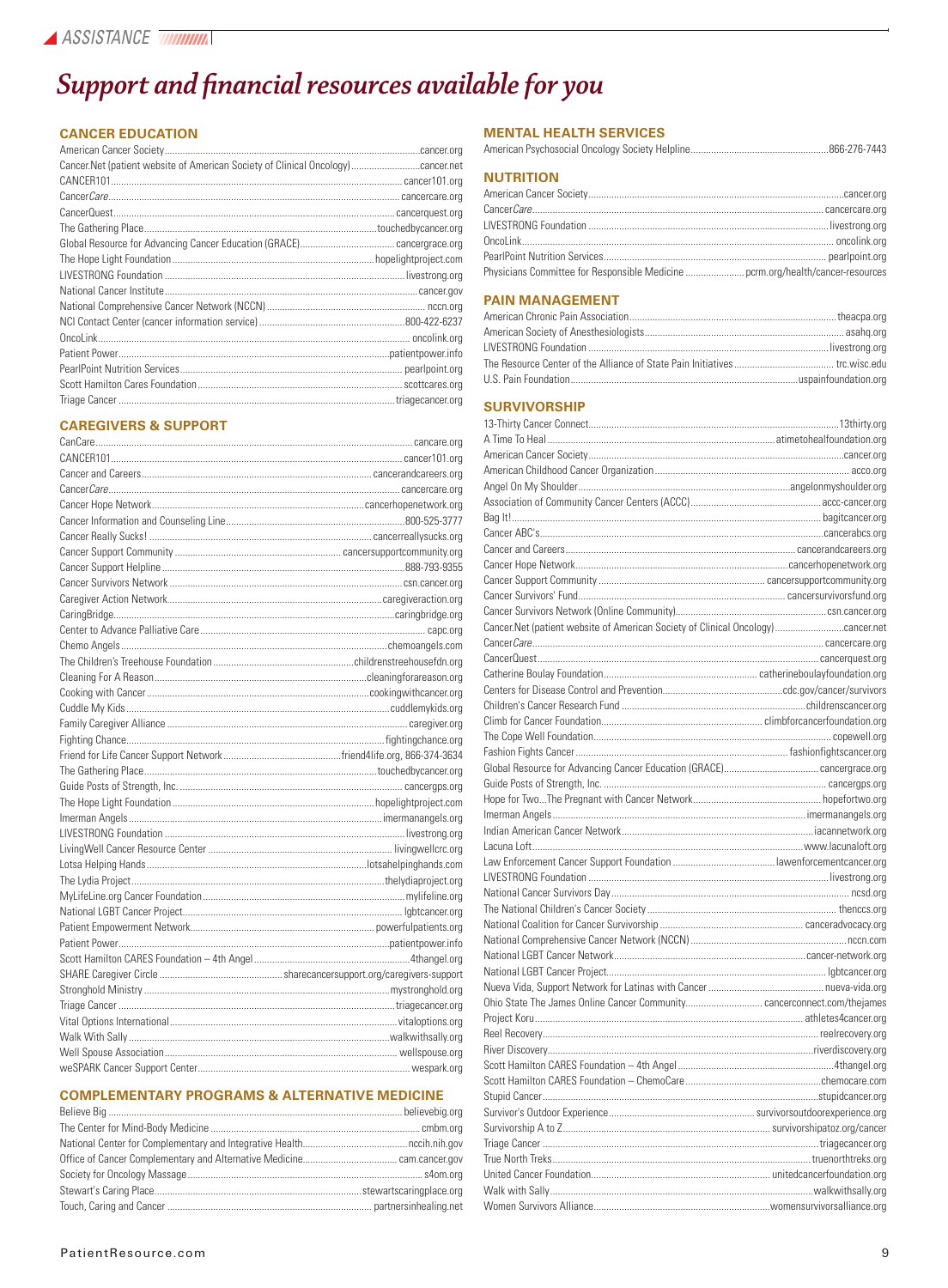# Support and financial resources available for you

## CANCER EDUCATION

- American Cancer Society ... cancer.org
- Cancer.Net (patient website of American Society of Clinical Oncology) ... cancer.net
- CANCER101 ... cancer101.org
- Cancer*Care* ... cancercare.org
- CancerQuest ... cancerquest.org
- The Gathering Place ... touchedbycancer.org
- Global Resource for Advancing Cancer Education (GRACE) ... cancergrace.org
- The Hope Light Foundation ... hopelightproject.com
- LIVESTRONG Foundation ... livestrong.org
- National Cancer Institute ... cancer.gov
- National Comprehensive Cancer Network (NCCN) ... nccn.org
- NCI Contact Center (cancer information service) ... 800-422-6237
- OncoLink ... oncolink.org
- Patient Power ... patientpower.info
- PearlPoint Nutrition Services ... pearlpoint.org
- Scott Hamilton Cares Foundation ... scottcares.org
- Triage Cancer ... triagecancer.org

## CAREGIVERS & SUPPORT

- CanCare ... cancare.org
- CANCER101 ... cancer101.org
- Cancer and Careers ... cancerandcareers.org
- Cancer*Care* ... cancercare.org
- Cancer Hope Network ... cancerhopenetwork.org
- Cancer Information and Counseling Line ... 800-525-3777
- Cancer Really Sucks! ... cancerreallysucks.org
- Cancer Support Community ... cancersupportcommunity.org
- Cancer Support Helpline ... 888-793-9355
- Cancer Survivors Network ... csn.cancer.org
- Caregiver Action Network ... caregiveraction.org
- CaringBridge ... caringbridge.org
- Center to Advance Palliative Care ... capc.org
- Chemo Angels ... chemoangels.com
- The Children's Treehouse Foundation ... childrenstreehousefdn.org
- Cleaning For A Reason ... cleaningforareason.org
- Cooking with Cancer ... cookingwithcancer.org
- Cuddle My Kids ... cuddlemykids.org
- Family Caregiver Alliance ... caregiver.org
- Fighting Chance ... fightingchance.org
- Friend for Life Cancer Support Network ... friend4life.org, 866-374-3634
- The Gathering Place ... touchedbycancer.org
- Guide Posts of Strength, Inc. ... cancergps.org
- The Hope Light Foundation ... hopelightproject.com
- Imerman Angels ... imermanangels.org
- LIVESTRONG Foundation ... livestrong.org
- LivingWell Cancer Resource Center ... livingwellcrc.org
- Lotsa Helping Hands ... lotsahelpinghands.com
- The Lydia Project ... thelydiaproject.org
- MyLifeLine.org Cancer Foundation ... mylifeline.org
- National LGBT Cancer Project ... lgbtcancer.org
- Patient Empowerment Network ... powerfulpatients.org
- Patient Power ... patientpower.info
- Scott Hamilton CARES Foundation – 4th Angel ... 4thangel.org
- SHARE Caregiver Circle ... sharecancersupport.org/caregivers-support
- Stronghold Ministry ... mystronghold.org
- Triage Cancer ... triagecancer.org
- Vital Options International ... vitaloptions.org
- Walk With Sally ... walkwithsally.org
- Well Spouse Association ... wellspouse.org
- weSPARK Cancer Support Center ... wespark.org

## COMPLEMENTARY PROGRAMS & ALTERNATIVE MEDICINE

- Believe Big ... believebig.org
- The Center for Mind-Body Medicine ... cmbm.org
- National Center for Complementary and Integrative Health ... nccih.nih.gov
- Office of Cancer Complementary and Alternative Medicine ... cam.cancer.gov
- Society for Oncology Massage ... s4om.org
- Stewart's Caring Place ... stewartscaringplace.org
- Touch, Caring and Cancer ... partnersinhealing.net

## MENTAL HEALTH SERVICES

- American Psychosocial Oncology Society Helpline ... 866-276-7443

## NUTRITION

- American Cancer Society ... cancer.org
- Cancer*Care* ... cancercare.org
- LIVESTRONG Foundation ... livestrong.org
- OncoLink ... oncolink.org
- PearlPoint Nutrition Services ... pearlpoint.org
- Physicians Committee for Responsible Medicine ... pcrm.org/health/cancer-resources

## PAIN MANAGEMENT

- American Chronic Pain Association ... theacpa.org
- American Society of Anesthesiologists ... asahq.org
- LIVESTRONG Foundation ... livestrong.org
- The Resource Center of the Alliance of State Pain Initiatives ... trc.wisc.edu
- U.S. Pain Foundation ... uspainfoundation.org

## SURVIVORSHIP

- 13-Thirty Cancer Connect ... 13thirty.org
- A Time To Heal ... atimetohealfoundation.org
- American Cancer Society ... cancer.org
- American Childhood Cancer Organization ... acco.org
- Angel On My Shoulder ... angelonmyshoulder.org
- Association of Community Cancer Centers (ACCC) ... accc-cancer.org
- Bag It! ... bagitcancer.org
- Cancer ABC's ... cancerabcs.org
- Cancer and Careers ... cancerandcareers.org
- Cancer Hope Network ... cancerhopenetwork.org
- Cancer Support Community ... cancersupportcommunity.org
- Cancer Survivors' Fund ... cancersurvivorsfund.org
- Cancer Survivors Network (Online Community) ... csn.cancer.org
- Cancer.Net (patient website of American Society of Clinical Oncology) ... cancer.net
- Cancer*Care* ... cancercare.org
- CancerQuest ... cancerquest.org
- Catherine Boulay Foundation ... catherineboulayfoundation.org
- Centers for Disease Control and Prevention ... cdc.gov/cancer/survivors
- Children's Cancer Research Fund ... childrenscancer.org
- Climb for Cancer Foundation ... climbforcancerfoundation.org
- The Cope Well Foundation ... copewell.org
- Fashion Fights Cancer ... fashionfightscancer.org
- Global Resource for Advancing Cancer Education (GRACE) ... cancergrace.org
- Guide Posts of Strength, Inc. ... cancergps.org
- Hope for Two...The Pregnant with Cancer Network ... hopefortwo.org
- Imerman Angels ... imermanangels.org
- Indian American Cancer Network ... iacannetwork.org
- Lacuna Loft ... www.lacunaloft.org
- Law Enforcement Cancer Support Foundation ... lawenforcementcancer.org
- LIVESTRONG Foundation ... livestrong.org
- National Cancer Survivors Day ... ncsd.org
- The National Children's Cancer Society ... theNCCS.org
- National Coalition for Cancer Survivorship ... canceradvocacy.org
- National Comprehensive Cancer Network (NCCN) ... nccn.com
- National LGBT Cancer Network ... cancer-network.org
- National LGBT Cancer Project ... lgbtcancer.org
- Nueva Vida, Support Network for Latinas with Cancer ... nueva-vida.org
- Ohio State The James Online Cancer Community ... cancerconnect.com/thejames
- Project Koru ... athletes4cancer.org
- Reel Recovery ... reelrecovery.org
- River Discovery ... riverdiscovery.org
- Scott Hamilton CARES Foundation – 4th Angel ... 4thangel.org
- Scott Hamilton CARES Foundation – ChemoCare ... chemocare.com
- Stupid Cancer ... stupidcancer.org
- Survivor's Outdoor Experience ... survivorsoutdoorexperience.org
- Survivorship A to Z ... survivorshipatoz.org/cancer
- Triage Cancer ... triagecancer.org
- True North Treks ... truenorthtreks.org
- United Cancer Foundation ... unitedcancerfoundation.org
- Walk with Sally ... walkwithsally.org
- Women Survivors Alliance ... womensurvivorsalliance.org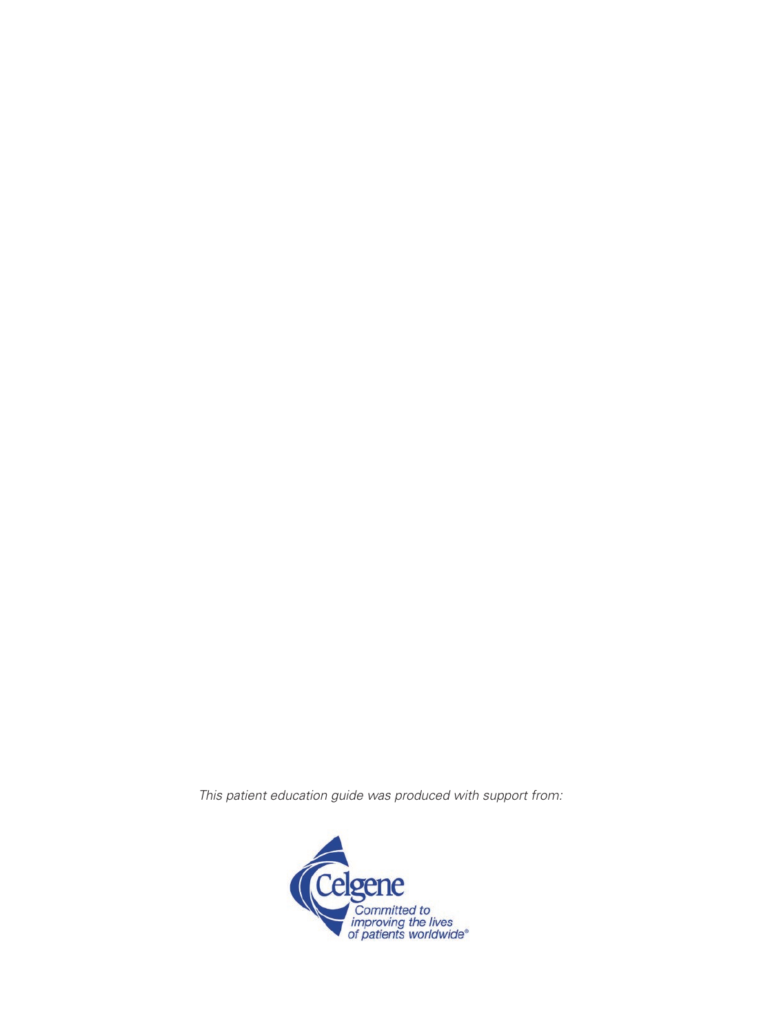*This patient education guide was produced with support from:*

Celgene

*Committed to improving the lives of patients worldwide®*